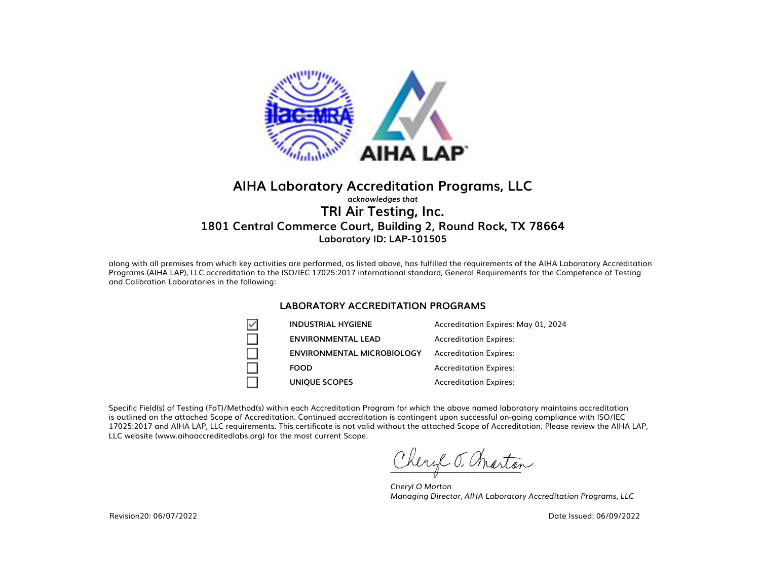# AIHA Laboratory Accreditation Programs, LLC

***acknowledges that***

## TRI Air Testing, Inc.

### 1801 Central Commerce Court, Building 2, Round Rock, TX 78664

**Laboratory ID: LAP-101505**

along with all premises from which key activities are performed, as listed above, has fulfilled the requirements of the AIHA Laboratory Accreditation Programs (AIHA LAP), LLC accreditation to the ISO/IEC 17025:2017 international standard, General Requirements for the Competence of Testing and Calibration Laboratories in the following:

### LABORATORY ACCREDITATION PROGRAMS

| | Program | Accreditation |
|---|---|---|
| ☑ | **INDUSTRIAL HYGIENE** | Accreditation Expires: May 01, 2024 |
| ☐ | **ENVIRONMENTAL LEAD** | Accreditation Expires: |
| ☐ | **ENVIRONMENTAL MICROBIOLOGY** | Accreditation Expires: |
| ☐ | **FOOD** | Accreditation Expires: |
| ☐ | **UNIQUE SCOPES** | Accreditation Expires: |

Specific Field(s) of Testing (FoT)/Method(s) within each Accreditation Program for which the above named laboratory maintains accreditation is outlined on the attached Scope of Accreditation. Continued accreditation is contingent upon successful on-going compliance with ISO/IEC 17025:2017 and AIHA LAP, LLC requirements. This certificate is not valid without the attached Scope of Accreditation. Please review the AIHA LAP, LLC website (www.aihaaccreditedlabs.org) for the most current Scope.

*Cheryl O Morton*
*Managing Director, AIHA Laboratory Accreditation Programs, LLC*

Revision20: 06/07/2022

Date Issued: 06/09/2022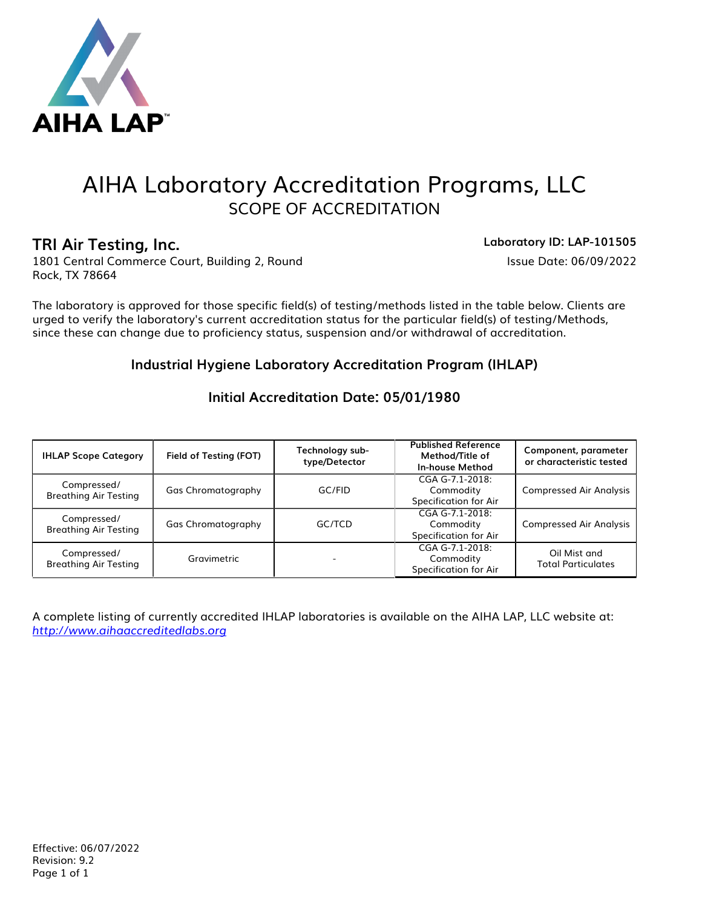AIHA LAP™

# AIHA Laboratory Accreditation Programs, LLC

## SCOPE OF ACCREDITATION

**TRI Air Testing, Inc.**

1801 Central Commerce Court, Building 2, Round Rock, TX 78664

**Laboratory ID: LAP-101505**

Issue Date: 06/09/2022

The laboratory is approved for those specific field(s) of testing/methods listed in the table below. Clients are urged to verify the laboratory's current accreditation status for the particular field(s) of testing/Methods, since these can change due to proficiency status, suspension and/or withdrawal of accreditation.

### Industrial Hygiene Laboratory Accreditation Program (IHLAP)

### Initial Accreditation Date: 05/01/1980

| IHLAP Scope Category | Field of Testing (FOT) | Technology sub-type/Detector | Published Reference Method/Title of In-house Method | Component, parameter or characteristic tested |
|---|---|---|---|---|
| Compressed/ Breathing Air Testing | Gas Chromatography | GC/FID | CGA G-7.1-2018: Commodity Specification for Air | Compressed Air Analysis |
| Compressed/ Breathing Air Testing | Gas Chromatography | GC/TCD | CGA G-7.1-2018: Commodity Specification for Air | Compressed Air Analysis |
| Compressed/ Breathing Air Testing | Gravimetric | - | CGA G-7.1-2018: Commodity Specification for Air | Oil Mist and Total Particulates |

A complete listing of currently accredited IHLAP laboratories is available on the AIHA LAP, LLC website at: *http://www.aihaaccreditedlabs.org*

Effective: 06/07/2022
Revision: 9.2